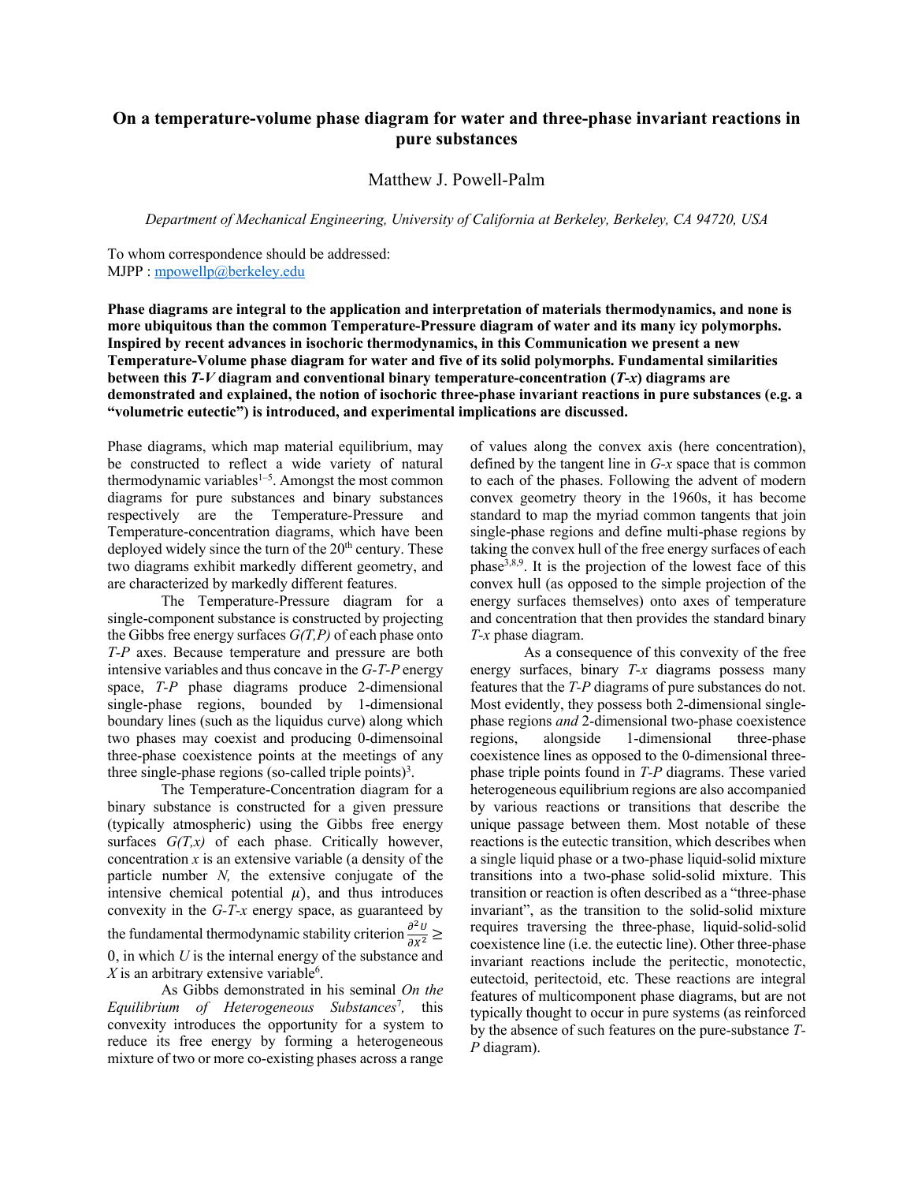# On a temperature-volume phase diagram for water and three-phase invariant reactions in pure substances

Matthew J. Powell-Palm

*Department of Mechanical Engineering, University of California at Berkeley, Berkeley, CA 94720, USA*

To whom correspondence should be addressed:
MJPP : mpowellp@berkeley.edu

**Phase diagrams are integral to the application and interpretation of materials thermodynamics, and none is more ubiquitous than the common Temperature-Pressure diagram of water and its many icy polymorphs. Inspired by recent advances in isochoric thermodynamics, in this Communication we present a new Temperature-Volume phase diagram for water and five of its solid polymorphs. Fundamental similarities between this *T-V* diagram and conventional binary temperature-concentration (*T-x*) diagrams are demonstrated and explained, the notion of isochoric three-phase invariant reactions in pure substances (e.g. a "volumetric eutectic") is introduced, and experimental implications are discussed.**

Phase diagrams, which map material equilibrium, may be constructed to reflect a wide variety of natural thermodynamic variables[1–5]. Amongst the most common diagrams for pure substances and binary substances respectively are the Temperature-Pressure and Temperature-concentration diagrams, which have been deployed widely since the turn of the 20th century. These two diagrams exhibit markedly different geometry, and are characterized by markedly different features.

The Temperature-Pressure diagram for a single-component substance is constructed by projecting the Gibbs free energy surfaces *G(T,P)* of each phase onto *T-P* axes. Because temperature and pressure are both intensive variables and thus concave in the *G-T-P* energy space, *T-P* phase diagrams produce 2-dimensional single-phase regions, bounded by 1-dimensional boundary lines (such as the liquidus curve) along which two phases may coexist and producing 0-dimensoinal three-phase coexistence points at the meetings of any three single-phase regions (so-called triple points)[3].

The Temperature-Concentration diagram for a binary substance is constructed for a given pressure (typically atmospheric) using the Gibbs free energy surfaces *G(T,x)* of each phase. Critically however, concentration *x* is an extensive variable (a density of the particle number *N,* the extensive conjugate of the intensive chemical potential $\mu$), and thus introduces convexity in the *G-T-x* energy space, as guaranteed by the fundamental thermodynamic stability criterion $\frac{\partial^2 U}{\partial X^2} \geq 0$, in which *U* is the internal energy of the substance and *X* is an arbitrary extensive variable[6].

As Gibbs demonstrated in his seminal *On the Equilibrium of Heterogeneous Substances*[7], this convexity introduces the opportunity for a system to reduce its free energy by forming a heterogeneous mixture of two or more co-existing phases across a range of values along the convex axis (here concentration), defined by the tangent line in *G-x* space that is common to each of the phases. Following the advent of modern convex geometry theory in the 1960s, it has become standard to map the myriad common tangents that join single-phase regions and define multi-phase regions by taking the convex hull of the free energy surfaces of each phase[3,8,9]. It is the projection of the lowest face of this convex hull (as opposed to the simple projection of the energy surfaces themselves) onto axes of temperature and concentration that then provides the standard binary *T-x* phase diagram.

As a consequence of this convexity of the free energy surfaces, binary *T-x* diagrams possess many features that the *T-P* diagrams of pure substances do not. Most evidently, they possess both 2-dimensional single-phase regions *and* 2-dimensional two-phase coexistence regions, alongside 1-dimensional three-phase coexistence lines as opposed to the 0-dimensional three-phase triple points found in *T-P* diagrams. These varied heterogeneous equilibrium regions are also accompanied by various reactions or transitions that describe the unique passage between them. Most notable of these reactions is the eutectic transition, which describes when a single liquid phase or a two-phase liquid-solid mixture transitions into a two-phase solid-solid mixture. This transition or reaction is often described as a "three-phase invariant", as the transition to the solid-solid mixture requires traversing the three-phase, liquid-solid-solid coexistence line (i.e. the eutectic line). Other three-phase invariant reactions include the peritectic, monotectic, eutectoid, peritectoid, etc. These reactions are integral features of multicomponent phase diagrams, but are not typically thought to occur in pure systems (as reinforced by the absence of such features on the pure-substance *T-P* diagram).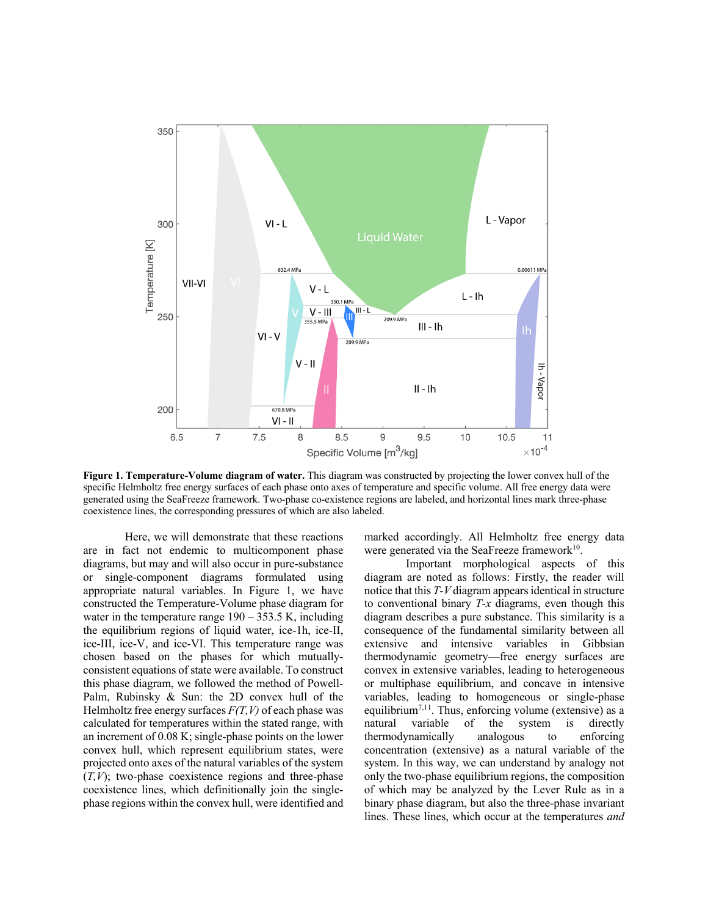**Figure 1. Temperature-Volume diagram of water.** This diagram was constructed by projecting the lower convex hull of the specific Helmholtz free energy surfaces of each phase onto axes of temperature and specific volume. All free energy data were generated using the SeaFreeze framework. Two-phase co-existence regions are labeled, and horizontal lines mark three-phase coexistence lines, the corresponding pressures of which are also labeled.

Here, we will demonstrate that these reactions are in fact not endemic to multicomponent phase diagrams, but may and will also occur in pure-substance or single-component diagrams formulated using appropriate natural variables. In Figure 1, we have constructed the Temperature-Volume phase diagram for water in the temperature range 190 – 353.5 K, including the equilibrium regions of liquid water, ice-1h, ice-II, ice-III, ice-V, and ice-VI. This temperature range was chosen based on the phases for which mutually-consistent equations of state were available. To construct this phase diagram, we followed the method of Powell-Palm, Rubinsky & Sun: the 2D convex hull of the Helmholtz free energy surfaces $F(T,V)$ of each phase was calculated for temperatures within the stated range, with an increment of 0.08 K; single-phase points on the lower convex hull, which represent equilibrium states, were projected onto axes of the natural variables of the system ($T,V$); two-phase coexistence regions and three-phase coexistence lines, which definitionally join the single-phase regions within the convex hull, were identified and marked accordingly. All Helmholtz free energy data were generated via the SeaFreeze framework[10].

Important morphological aspects of this diagram are noted as follows: Firstly, the reader will notice that this $T$-$V$ diagram appears identical in structure to conventional binary $T$-$x$ diagrams, even though this diagram describes a pure substance. This similarity is a consequence of the fundamental similarity between all extensive and intensive variables in Gibbsian thermodynamic geometry—free energy surfaces are convex in extensive variables, leading to heterogeneous or multiphase equilibrium, and concave in intensive variables, leading to homogeneous or single-phase equilibrium[7,11]. Thus, enforcing volume (extensive) as a natural variable of the system is directly thermodynamically analogous to enforcing concentration (extensive) as a natural variable of the system. In this way, we can understand by analogy not only the two-phase equilibrium regions, the composition of which may be analyzed by the Lever Rule as in a binary phase diagram, but also the three-phase invariant lines. These lines, which occur at the temperatures *and*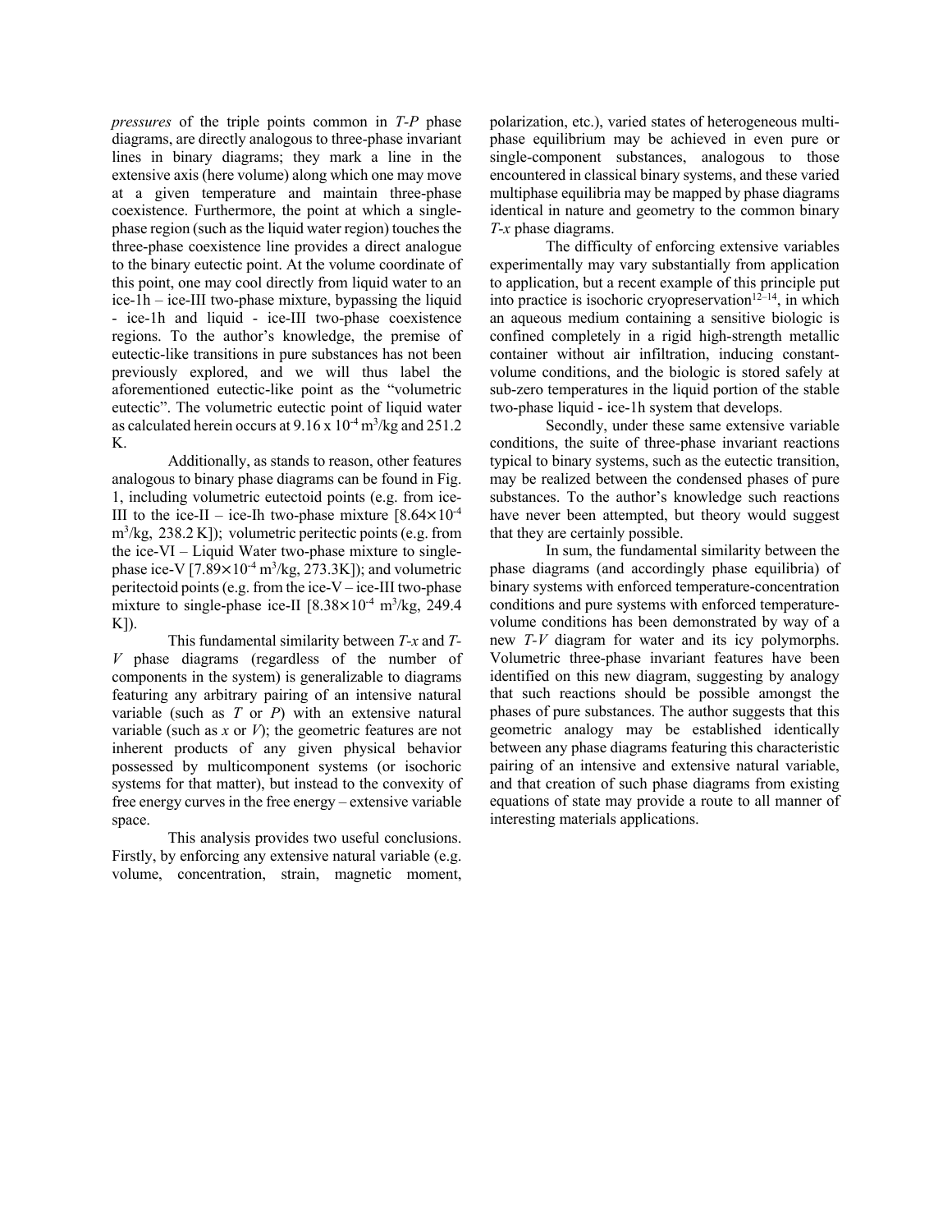*pressures* of the triple points common in *T-P* phase diagrams, are directly analogous to three-phase invariant lines in binary diagrams; they mark a line in the extensive axis (here volume) along which one may move at a given temperature and maintain three-phase coexistence. Furthermore, the point at which a single-phase region (such as the liquid water region) touches the three-phase coexistence line provides a direct analogue to the binary eutectic point. At the volume coordinate of this point, one may cool directly from liquid water to an ice-1h – ice-III two-phase mixture, bypassing the liquid - ice-1h and liquid - ice-III two-phase coexistence regions. To the author's knowledge, the premise of eutectic-like transitions in pure substances has not been previously explored, and we will thus label the aforementioned eutectic-like point as the "volumetric eutectic". The volumetric eutectic point of liquid water as calculated herein occurs at $9.16 \times 10^{-4}$ $m^3/kg$ and 251.2 K.

Additionally, as stands to reason, other features analogous to binary phase diagrams can be found in Fig. 1, including volumetric eutectoid points (e.g. from ice-III to the ice-II – ice-Ih two-phase mixture [$8.64\times10^{-4}$ $m^3/kg$, 238.2 K]); volumetric peritectic points (e.g. from the ice-VI – Liquid Water two-phase mixture to single-phase ice-V [$7.89\times10^{-4}$ $m^3/kg$, 273.3K]); and volumetric peritectoid points (e.g. from the ice-V – ice-III two-phase mixture to single-phase ice-II [$8.38\times10^{-4}$ $m^3/kg$, 249.4 K]).

This fundamental similarity between *T-x* and *T-V* phase diagrams (regardless of the number of components in the system) is generalizable to diagrams featuring any arbitrary pairing of an intensive natural variable (such as *T* or *P*) with an extensive natural variable (such as *x* or *V*); the geometric features are not inherent products of any given physical behavior possessed by multicomponent systems (or isochoric systems for that matter), but instead to the convexity of free energy curves in the free energy – extensive variable space.

This analysis provides two useful conclusions. Firstly, by enforcing any extensive natural variable (e.g. volume, concentration, strain, magnetic moment, polarization, etc.), varied states of heterogeneous multi-phase equilibrium may be achieved in even pure or single-component substances, analogous to those encountered in classical binary systems, and these varied multiphase equilibria may be mapped by phase diagrams identical in nature and geometry to the common binary *T-x* phase diagrams.

The difficulty of enforcing extensive variables experimentally may vary substantially from application to application, but a recent example of this principle put into practice is isochoric cryopreservation[12–14], in which an aqueous medium containing a sensitive biologic is confined completely in a rigid high-strength metallic container without air infiltration, inducing constant-volume conditions, and the biologic is stored safely at sub-zero temperatures in the liquid portion of the stable two-phase liquid - ice-1h system that develops.

Secondly, under these same extensive variable conditions, the suite of three-phase invariant reactions typical to binary systems, such as the eutectic transition, may be realized between the condensed phases of pure substances. To the author's knowledge such reactions have never been attempted, but theory would suggest that they are certainly possible.

In sum, the fundamental similarity between the phase diagrams (and accordingly phase equilibria) of binary systems with enforced temperature-concentration conditions and pure systems with enforced temperature-volume conditions has been demonstrated by way of a new *T-V* diagram for water and its icy polymorphs. Volumetric three-phase invariant features have been identified on this new diagram, suggesting by analogy that such reactions should be possible amongst the phases of pure substances. The author suggests that this geometric analogy may be established identically between any phase diagrams featuring this characteristic pairing of an intensive and extensive natural variable, and that creation of such phase diagrams from existing equations of state may provide a route to all manner of interesting materials applications.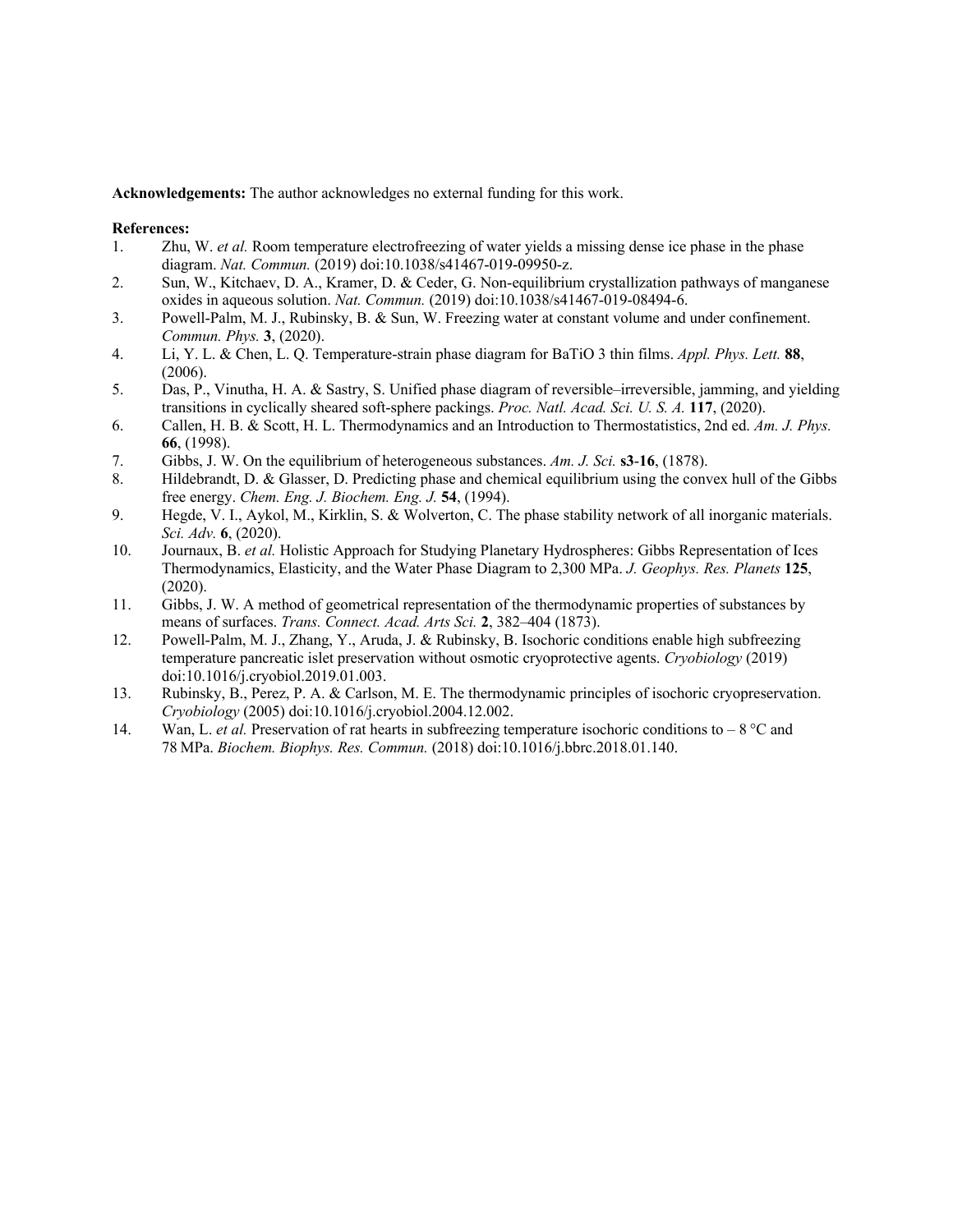**Acknowledgements:** The author acknowledges no external funding for this work.

**References:**

1. Zhu, W. *et al.* Room temperature electrofreezing of water yields a missing dense ice phase in the phase diagram. *Nat. Commun.* (2019) doi:10.1038/s41467-019-09950-z.
2. Sun, W., Kitchaev, D. A., Kramer, D. & Ceder, G. Non-equilibrium crystallization pathways of manganese oxides in aqueous solution. *Nat. Commun.* (2019) doi:10.1038/s41467-019-08494-6.
3. Powell-Palm, M. J., Rubinsky, B. & Sun, W. Freezing water at constant volume and under confinement. *Commun. Phys.* **3**, (2020).
4. Li, Y. L. & Chen, L. Q. Temperature-strain phase diagram for BaTiO 3 thin films. *Appl. Phys. Lett.* **88**, (2006).
5. Das, P., Vinutha, H. A. & Sastry, S. Unified phase diagram of reversible–irreversible, jamming, and yielding transitions in cyclically sheared soft-sphere packings. *Proc. Natl. Acad. Sci. U. S. A.* **117**, (2020).
6. Callen, H. B. & Scott, H. L. Thermodynamics and an Introduction to Thermostatistics, 2nd ed. *Am. J. Phys.* **66**, (1998).
7. Gibbs, J. W. On the equilibrium of heterogeneous substances. *Am. J. Sci.* **s3-16**, (1878).
8. Hildebrandt, D. & Glasser, D. Predicting phase and chemical equilibrium using the convex hull of the Gibbs free energy. *Chem. Eng. J. Biochem. Eng. J.* **54**, (1994).
9. Hegde, V. I., Aykol, M., Kirklin, S. & Wolverton, C. The phase stability network of all inorganic materials. *Sci. Adv.* **6**, (2020).
10. Journaux, B. *et al.* Holistic Approach for Studying Planetary Hydrospheres: Gibbs Representation of Ices Thermodynamics, Elasticity, and the Water Phase Diagram to 2,300 MPa. *J. Geophys. Res. Planets* **125**, (2020).
11. Gibbs, J. W. A method of geometrical representation of the thermodynamic properties of substances by means of surfaces. *Trans. Connect. Acad. Arts Sci.* **2**, 382–404 (1873).
12. Powell-Palm, M. J., Zhang, Y., Aruda, J. & Rubinsky, B. Isochoric conditions enable high subfreezing temperature pancreatic islet preservation without osmotic cryoprotective agents. *Cryobiology* (2019) doi:10.1016/j.cryobiol.2019.01.003.
13. Rubinsky, B., Perez, P. A. & Carlson, M. E. The thermodynamic principles of isochoric cryopreservation. *Cryobiology* (2005) doi:10.1016/j.cryobiol.2004.12.002.
14. Wan, L. *et al.* Preservation of rat hearts in subfreezing temperature isochoric conditions to – 8 °C and 78 MPa. *Biochem. Biophys. Res. Commun.* (2018) doi:10.1016/j.bbrc.2018.01.140.